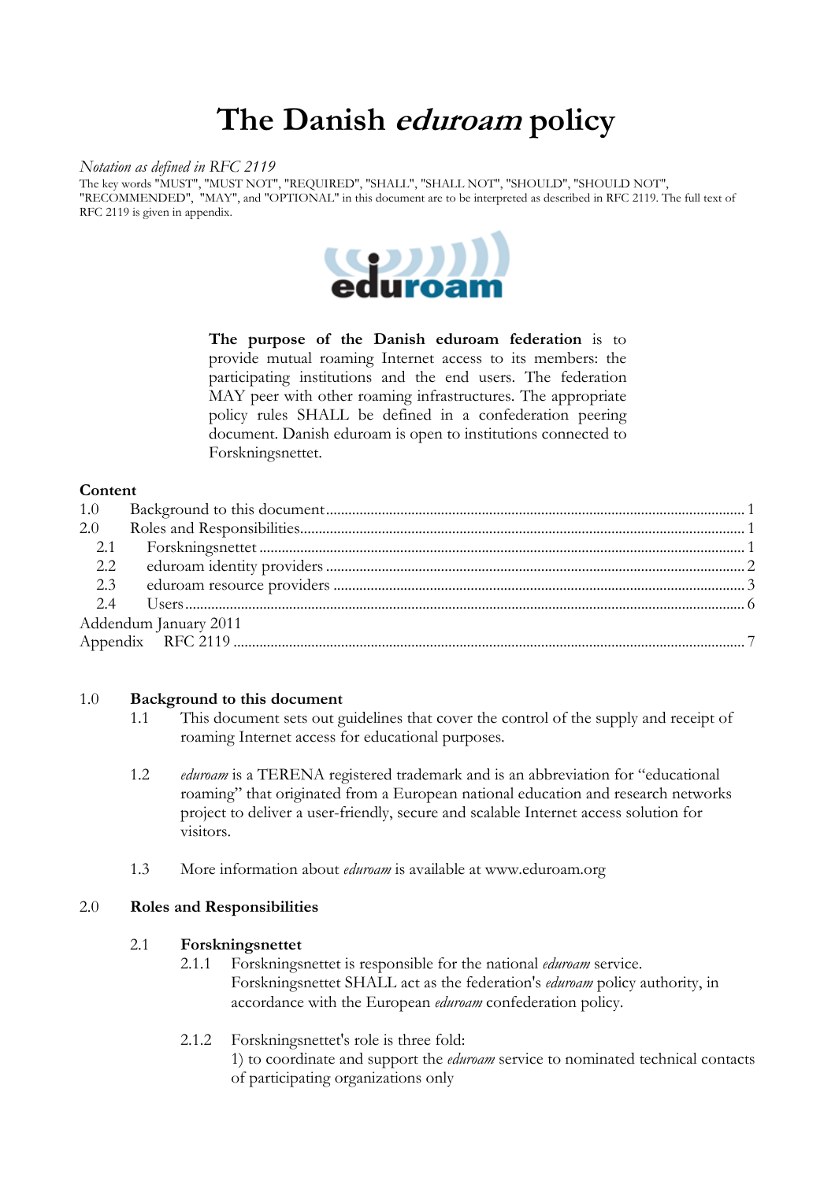# The Danish *eduroam* policy

*Notation as defined in RFC 2119*

The key words "MUST", "MUST NOT", "REQUIRED", "SHALL", "SHALL NOT", "SHOULD", "SHOULD NOT", "RECOMMENDED", "MAY", and "OPTIONAL" in this document are to be interpreted as described in RFC 2119. The full text of RFC 2119 is given in appendix.

**The purpose of the Danish eduroam federation** is to provide mutual roaming Internet access to its members: the participating institutions and the end users. The federation MAY peer with other roaming infrastructures. The appropriate policy rules SHALL be defined in a confederation peering document. Danish eduroam is open to institutions connected to Forskningsnettet.

## Content

- 1.0 Background to this document ... 1
- 2.0 Roles and Responsibilities ... 1
  - 2.1 Forskningsnettet ... 1
  - 2.2 eduroam identity providers ... 2
  - 2.3 eduroam resource providers ... 3
  - 2.4 Users ... 6
- Addendum January 2011
- Appendix RFC 2119 ... 7

## 1.0 Background to this document

1.1 This document sets out guidelines that cover the control of the supply and receipt of roaming Internet access for educational purposes.

1.2 *eduroam* is a TERENA registered trademark and is an abbreviation for "educational roaming" that originated from a European national education and research networks project to deliver a user-friendly, secure and scalable Internet access solution for visitors.

1.3 More information about *eduroam* is available at www.eduroam.org

## 2.0 Roles and Responsibilities

### 2.1 Forskningsnettet

2.1.1 Forskningsnettet is responsible for the national *eduroam* service. Forskningsnettet SHALL act as the federation's *eduroam* policy authority, in accordance with the European *eduroam* confederation policy.

2.1.2 Forskningsnettet's role is three fold:
1) to coordinate and support the *eduroam* service to nominated technical contacts of participating organizations only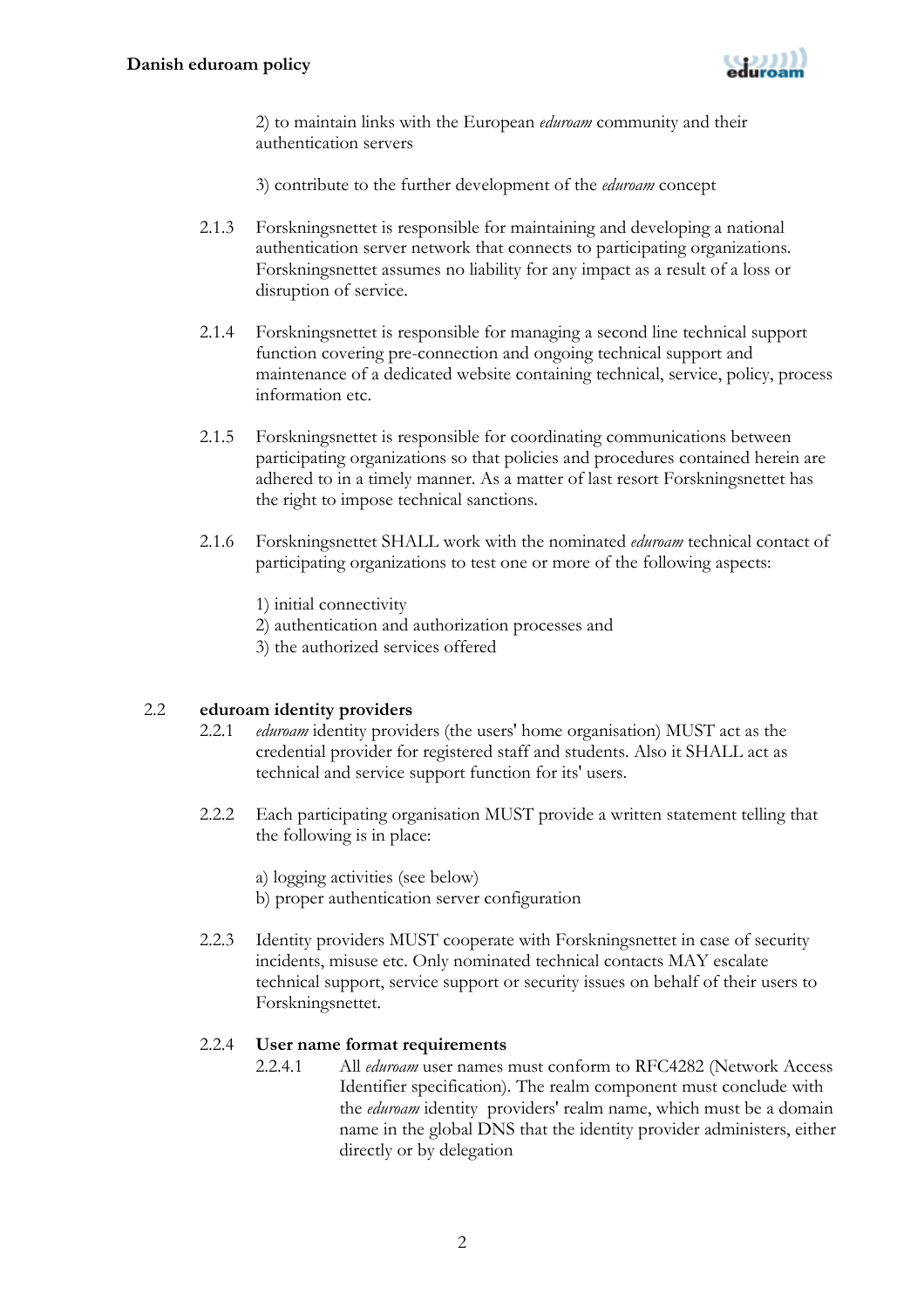2) to maintain links with the European *eduroam* community and their authentication servers

3) contribute to the further development of the *eduroam* concept

2.1.3 Forskningsnettet is responsible for maintaining and developing a national authentication server network that connects to participating organizations. Forskningsnettet assumes no liability for any impact as a result of a loss or disruption of service.

2.1.4 Forskningsnettet is responsible for managing a second line technical support function covering pre-connection and ongoing technical support and maintenance of a dedicated website containing technical, service, policy, process information etc.

2.1.5 Forskningsnettet is responsible for coordinating communications between participating organizations so that policies and procedures contained herein are adhered to in a timely manner. As a matter of last resort Forskningsnettet has the right to impose technical sanctions.

2.1.6 Forskningsnettet SHALL work with the nominated *eduroam* technical contact of participating organizations to test one or more of the following aspects:

1) initial connectivity
2) authentication and authorization processes and
3) the authorized services offered

## 2.2 eduroam identity providers

2.2.1 *eduroam* identity providers (the users' home organisation) MUST act as the credential provider for registered staff and students. Also it SHALL act as technical and service support function for its' users.

2.2.2 Each participating organisation MUST provide a written statement telling that the following is in place:

a) logging activities (see below)
b) proper authentication server configuration

2.2.3 Identity providers MUST cooperate with Forskningsnettet in case of security incidents, misuse etc. Only nominated technical contacts MAY escalate technical support, service support or security issues on behalf of their users to Forskningsnettet.

### 2.2.4 User name format requirements

2.2.4.1 All *eduroam* user names must conform to RFC4282 (Network Access Identifier specification). The realm component must conclude with the *eduroam* identity providers' realm name, which must be a domain name in the global DNS that the identity provider administers, either directly or by delegation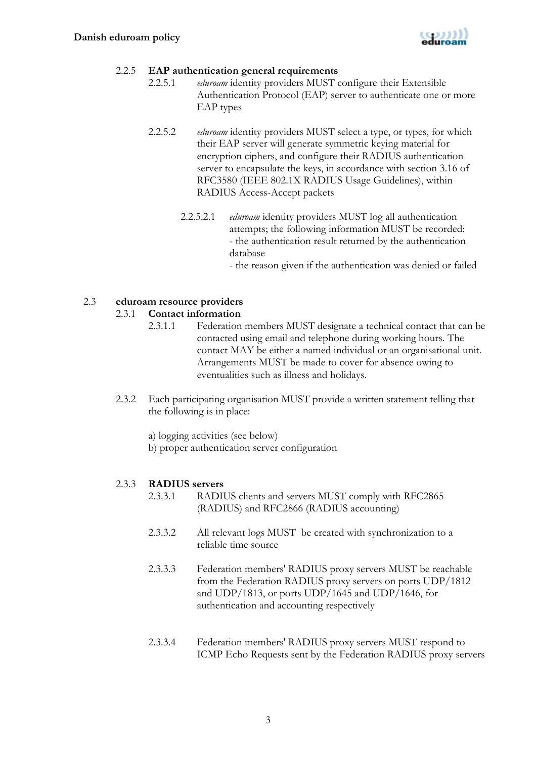#### 2.2.5 EAP authentication general requirements

2.2.5.1 *eduroam* identity providers MUST configure their Extensible Authentication Protocol (EAP) server to authenticate one or more EAP types

2.2.5.2 *eduroam* identity providers MUST select a type, or types, for which their EAP server will generate symmetric keying material for encryption ciphers, and configure their RADIUS authentication server to encapsulate the keys, in accordance with section 3.16 of RFC3580 (IEEE 802.1X RADIUS Usage Guidelines), within RADIUS Access-Accept packets

2.2.5.2.1 *eduroam* identity providers MUST log all authentication attempts; the following information MUST be recorded:
- the authentication result returned by the authentication database
- the reason given if the authentication was denied or failed

### 2.3 eduroam resource providers

#### 2.3.1 Contact information

2.3.1.1 Federation members MUST designate a technical contact that can be contacted using email and telephone during working hours. The contact MAY be either a named individual or an organisational unit. Arrangements MUST be made to cover for absence owing to eventualities such as illness and holidays.

2.3.2 Each participating organisation MUST provide a written statement telling that the following is in place:

a) logging activities (see below)
b) proper authentication server configuration

#### 2.3.3 RADIUS servers

2.3.3.1 RADIUS clients and servers MUST comply with RFC2865 (RADIUS) and RFC2866 (RADIUS accounting)

2.3.3.2 All relevant logs MUST be created with synchronization to a reliable time source

2.3.3.3 Federation members' RADIUS proxy servers MUST be reachable from the Federation RADIUS proxy servers on ports UDP/1812 and UDP/1813, or ports UDP/1645 and UDP/1646, for authentication and accounting respectively

2.3.3.4 Federation members' RADIUS proxy servers MUST respond to ICMP Echo Requests sent by the Federation RADIUS proxy servers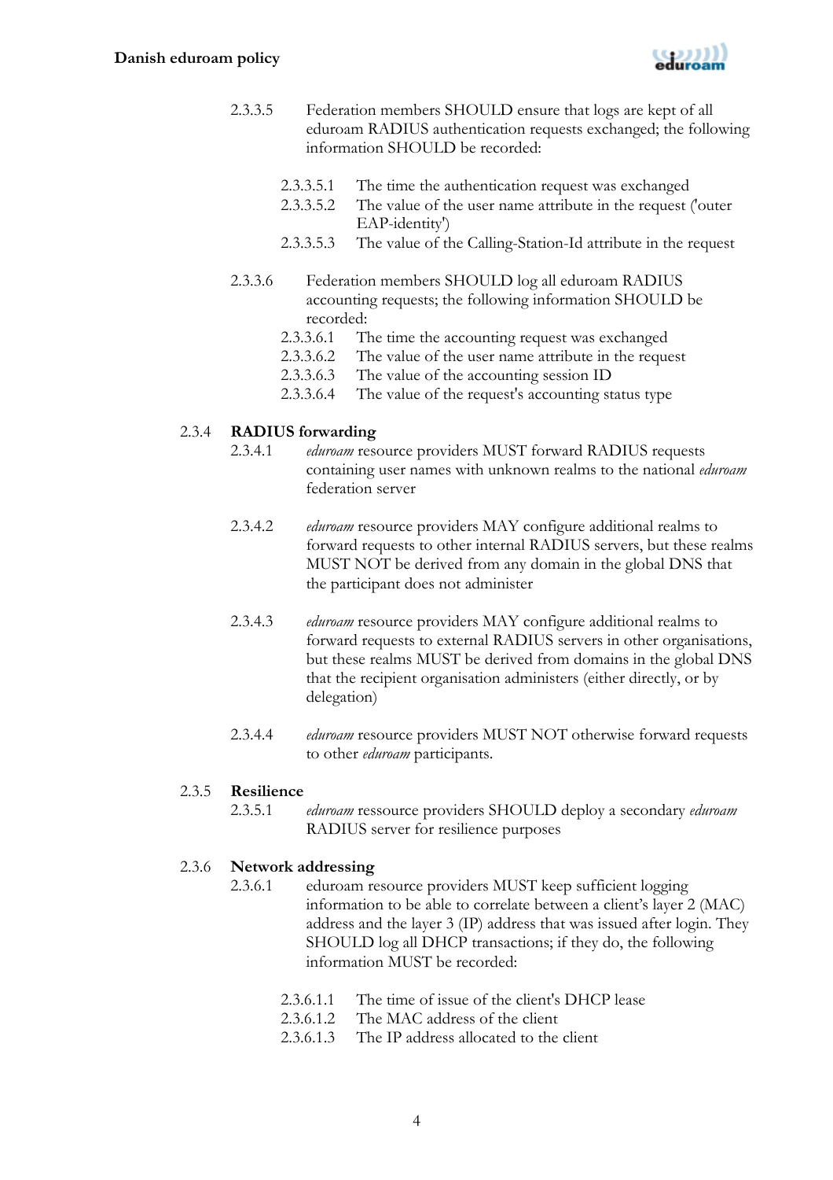2.3.3.5 Federation members SHOULD ensure that logs are kept of all eduroam RADIUS authentication requests exchanged; the following information SHOULD be recorded:

- 2.3.3.5.1 The time the authentication request was exchanged
- 2.3.3.5.2 The value of the user name attribute in the request ('outer EAP-identity')
- 2.3.3.5.3 The value of the Calling-Station-Id attribute in the request

2.3.3.6 Federation members SHOULD log all eduroam RADIUS accounting requests; the following information SHOULD be recorded:

- 2.3.3.6.1 The time the accounting request was exchanged
- 2.3.3.6.2 The value of the user name attribute in the request
- 2.3.3.6.3 The value of the accounting session ID
- 2.3.3.6.4 The value of the request's accounting status type

### 2.3.4 RADIUS forwarding

2.3.4.1 *eduroam* resource providers MUST forward RADIUS requests containing user names with unknown realms to the national *eduroam* federation server

2.3.4.2 *eduroam* resource providers MAY configure additional realms to forward requests to other internal RADIUS servers, but these realms MUST NOT be derived from any domain in the global DNS that the participant does not administer

2.3.4.3 *eduroam* resource providers MAY configure additional realms to forward requests to external RADIUS servers in other organisations, but these realms MUST be derived from domains in the global DNS that the recipient organisation administers (either directly, or by delegation)

2.3.4.4 *eduroam* resource providers MUST NOT otherwise forward requests to other *eduroam* participants.

### 2.3.5 Resilience

2.3.5.1 *eduroam* ressource providers SHOULD deploy a secondary *eduroam* RADIUS server for resilience purposes

### 2.3.6 Network addressing

2.3.6.1 eduroam resource providers MUST keep sufficient logging information to be able to correlate between a client's layer 2 (MAC) address and the layer 3 (IP) address that was issued after login. They SHOULD log all DHCP transactions; if they do, the following information MUST be recorded:

- 2.3.6.1.1 The time of issue of the client's DHCP lease
- 2.3.6.1.2 The MAC address of the client
- 2.3.6.1.3 The IP address allocated to the client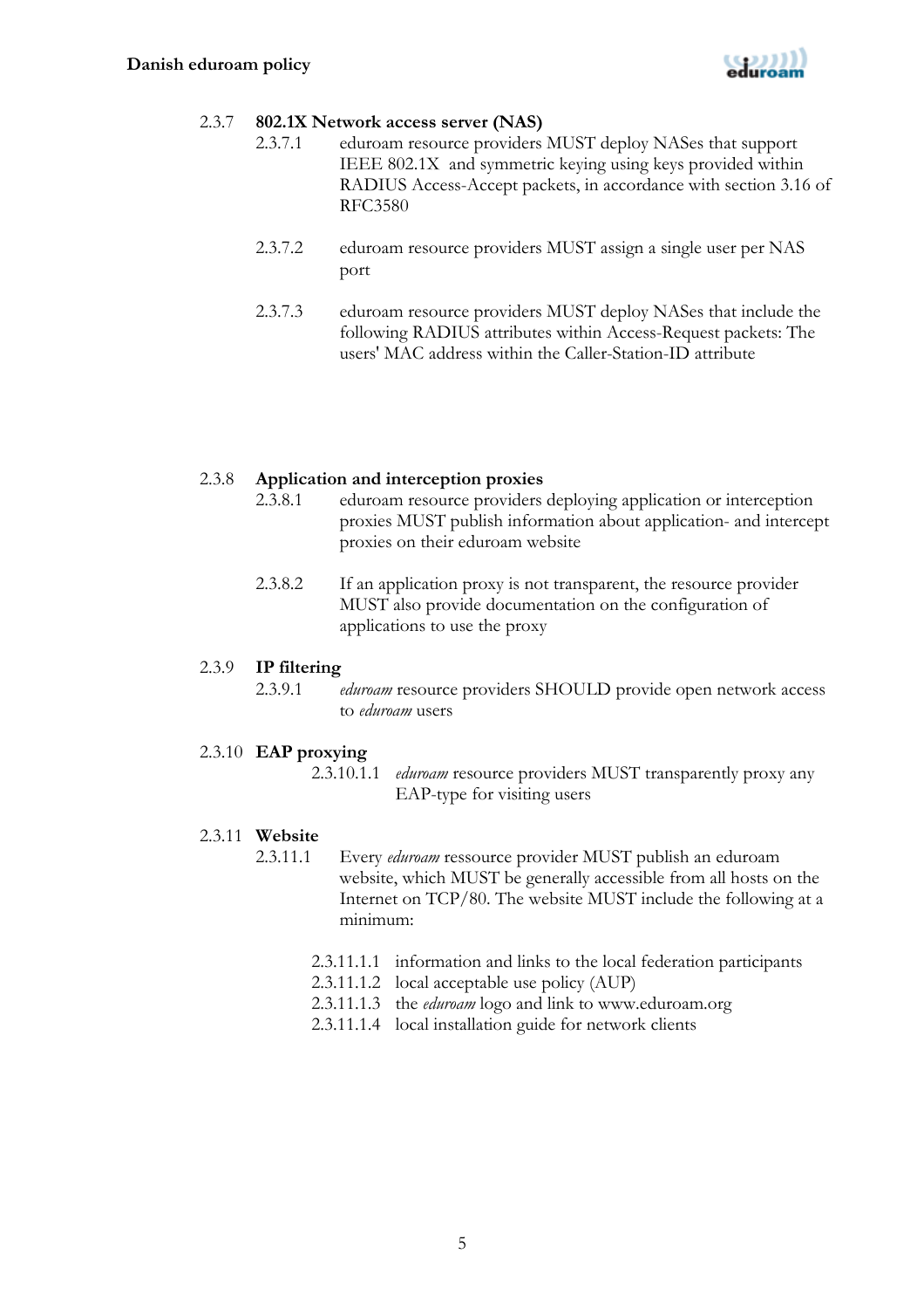### 2.3.7 802.1X Network access server (NAS)

2.3.7.1 eduroam resource providers MUST deploy NASes that support IEEE 802.1X and symmetric keying using keys provided within RADIUS Access-Accept packets, in accordance with section 3.16 of RFC3580

2.3.7.2 eduroam resource providers MUST assign a single user per NAS port

2.3.7.3 eduroam resource providers MUST deploy NASes that include the following RADIUS attributes within Access-Request packets: The users' MAC address within the Caller-Station-ID attribute

### 2.3.8 Application and interception proxies

2.3.8.1 eduroam resource providers deploying application or interception proxies MUST publish information about application- and intercept proxies on their eduroam website

2.3.8.2 If an application proxy is not transparent, the resource provider MUST also provide documentation on the configuration of applications to use the proxy

### 2.3.9 IP filtering

2.3.9.1 *eduroam* resource providers SHOULD provide open network access to *eduroam* users

### 2.3.10 EAP proxying

2.3.10.1.1 *eduroam* resource providers MUST transparently proxy any EAP-type for visiting users

### 2.3.11 Website

2.3.11.1 Every *eduroam* ressource provider MUST publish an eduroam website, which MUST be generally accessible from all hosts on the Internet on TCP/80. The website MUST include the following at a minimum:

2.3.11.1.1 information and links to the local federation participants
2.3.11.1.2 local acceptable use policy (AUP)
2.3.11.1.3 the *eduroam* logo and link to www.eduroam.org
2.3.11.1.4 local installation guide for network clients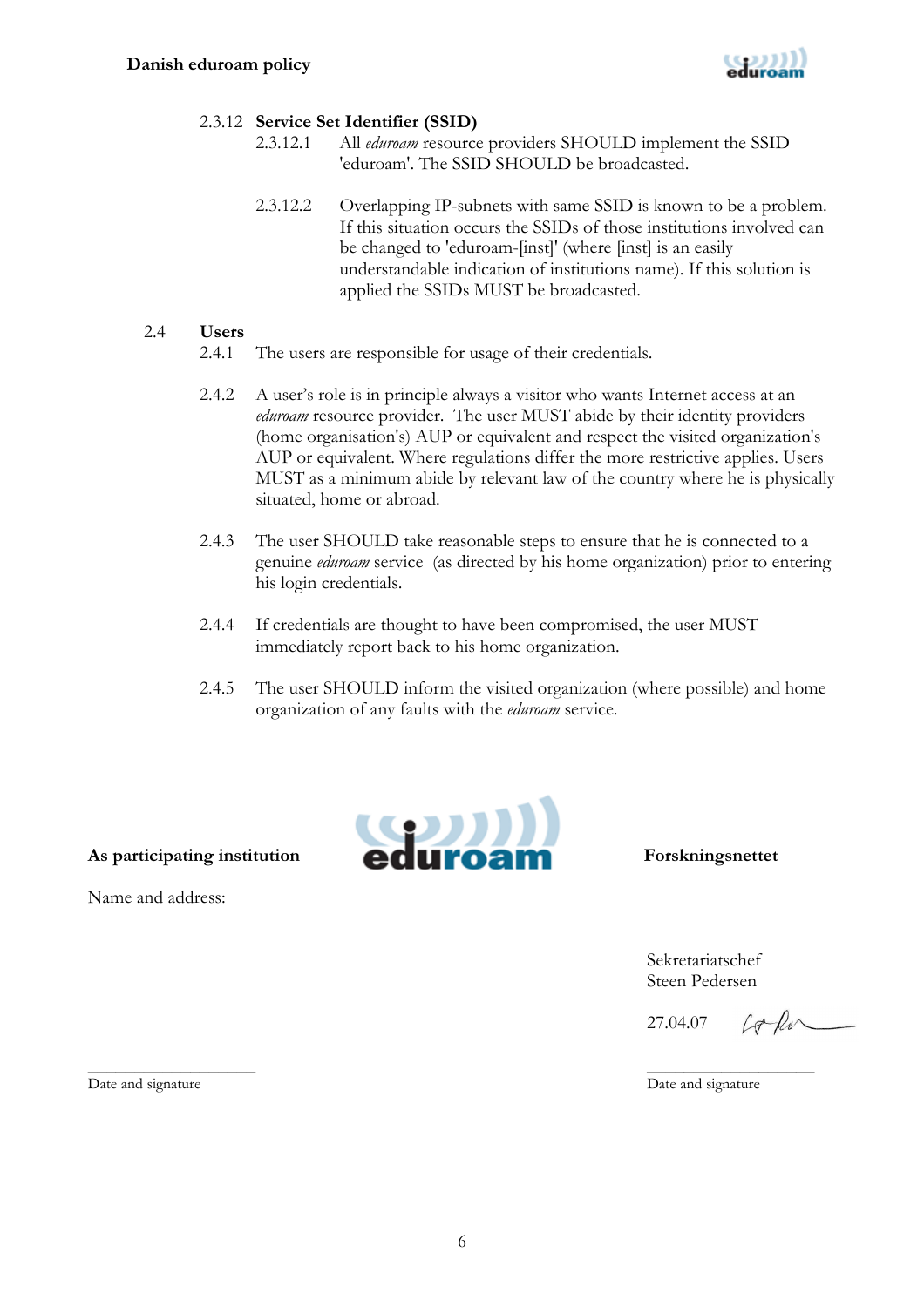2.3.12 **Service Set Identifier (SSID)**

2.3.12.1 All *eduroam* resource providers SHOULD implement the SSID 'eduroam'. The SSID SHOULD be broadcasted.

2.3.12.2 Overlapping IP-subnets with same SSID is known to be a problem. If this situation occurs the SSIDs of those institutions involved can be changed to 'eduroam-[inst]' (where [inst] is an easily understandable indication of institutions name). If this solution is applied the SSIDs MUST be broadcasted.

## 2.4 Users

2.4.1 The users are responsible for usage of their credentials.

2.4.2 A user's role is in principle always a visitor who wants Internet access at an *eduroam* resource provider. The user MUST abide by their identity providers (home organisation's) AUP or equivalent and respect the visited organization's AUP or equivalent. Where regulations differ the more restrictive applies. Users MUST as a minimum abide by relevant law of the country where he is physically situated, home or abroad.

2.4.3 The user SHOULD take reasonable steps to ensure that he is connected to a genuine *eduroam* service (as directed by his home organization) prior to entering his login credentials.

2.4.4 If credentials are thought to have been compromised, the user MUST immediately report back to his home organization.

2.4.5 The user SHOULD inform the visited organization (where possible) and home organization of any faults with the *eduroam* service.

**As participating institution**

Name and address:

\_\_\_\_\_\_\_\_\_\_\_\_\_\_\_\_\_\_\_\_

Date and signature

**Forskningsnettet**

Sekretariatschef
Steen Pedersen

27.04.07

\_\_\_\_\_\_\_\_\_\_\_\_\_\_\_\_\_\_\_\_

Date and signature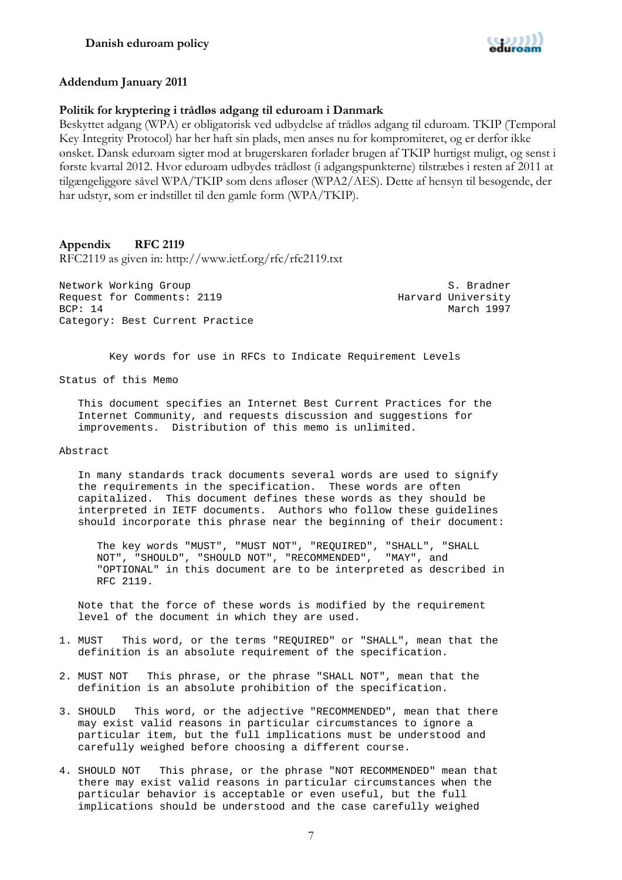## Addendum January 2011

### Politik for kryptering i trådløs adgang til eduroam i Danmark

Beskyttet adgang (WPA) er obligatorisk ved udbydelse af trådløs adgang til eduroam. TKIP (Temporal Key Integrity Protocol) har her haft sin plads, men anses nu for kompromiteret, og er derfor ikke ønsket. Dansk eduroam sigter mod at brugerskaren forlader brugen af TKIP hurtigst muligt, og senst i første kvartal 2012. Hvor eduroam udbydes trådløst (i adgangspunkterne) tilstræbes i resten af 2011 at tilgængeliggøre såvel WPA/TKIP som dens afløser (WPA2/AES). Dette af hensyn til besøgende, der har udstyr, som er indstillet til den gamle form (WPA/TKIP).

## Appendix RFC 2119

RFC2119 as given in: http://www.ietf.org/rfc/rfc2119.txt

```
Network Working Group                                         S. Bradner
Request for Comments: 2119                            Harvard University
BCP: 14                                                       March 1997
Category: Best Current Practice


        Key words for use in RFCs to Indicate Requirement Levels

Status of this Memo

   This document specifies an Internet Best Current Practices for the
   Internet Community, and requests discussion and suggestions for
   improvements.  Distribution of this memo is unlimited.

Abstract

   In many standards track documents several words are used to signify
   the requirements in the specification.  These words are often
   capitalized.  This document defines these words as they should be
   interpreted in IETF documents.  Authors who follow these guidelines
   should incorporate this phrase near the beginning of their document:

      The key words "MUST", "MUST NOT", "REQUIRED", "SHALL", "SHALL
      NOT", "SHOULD", "SHOULD NOT", "RECOMMENDED",  "MAY", and
      "OPTIONAL" in this document are to be interpreted as described in
      RFC 2119.

   Note that the force of these words is modified by the requirement
   level of the document in which they are used.

1. MUST   This word, or the terms "REQUIRED" or "SHALL", mean that the
   definition is an absolute requirement of the specification.

2. MUST NOT   This phrase, or the phrase "SHALL NOT", mean that the
   definition is an absolute prohibition of the specification.

3. SHOULD   This word, or the adjective "RECOMMENDED", mean that there
   may exist valid reasons in particular circumstances to ignore a
   particular item, but the full implications must be understood and
   carefully weighed before choosing a different course.

4. SHOULD NOT   This phrase, or the phrase "NOT RECOMMENDED" mean that
   there may exist valid reasons in particular circumstances when the
   particular behavior is acceptable or even useful, but the full
   implications should be understood and the case carefully weighed
```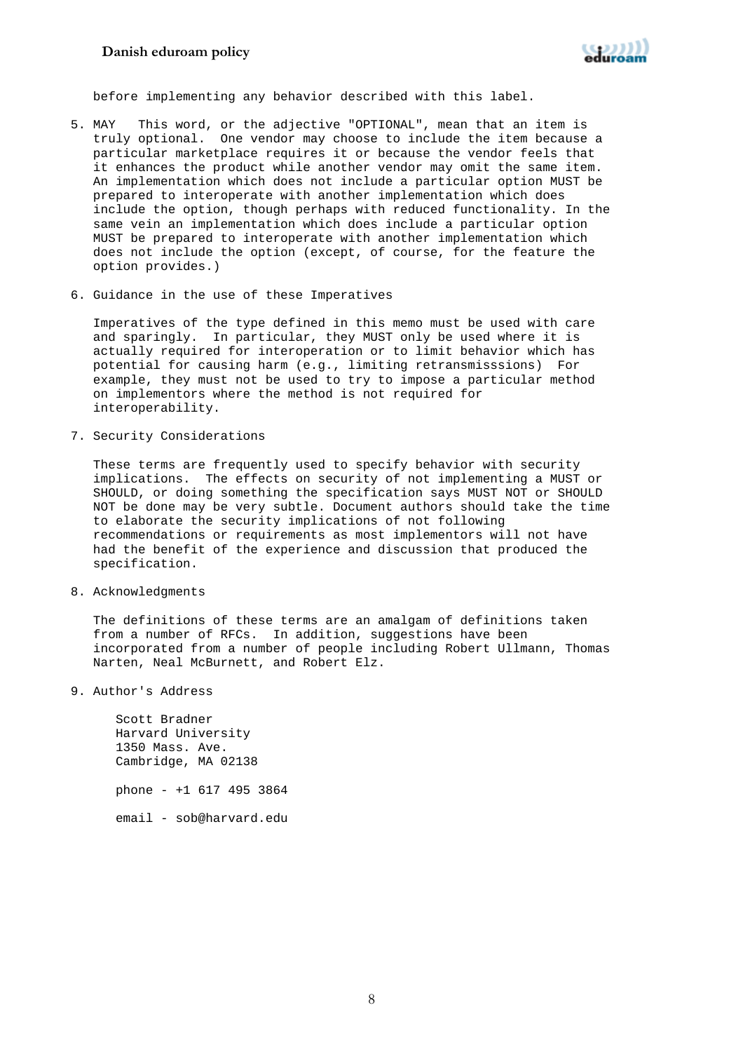before implementing any behavior described with this label.

5. MAY This word, or the adjective "OPTIONAL", mean that an item is truly optional. One vendor may choose to include the item because a particular marketplace requires it or because the vendor feels that it enhances the product while another vendor may omit the same item. An implementation which does not include a particular option MUST be prepared to interoperate with another implementation which does include the option, though perhaps with reduced functionality. In the same vein an implementation which does include a particular option MUST be prepared to interoperate with another implementation which does not include the option (except, of course, for the feature the option provides.)

6. Guidance in the use of these Imperatives

   Imperatives of the type defined in this memo must be used with care and sparingly. In particular, they MUST only be used where it is actually required for interoperation or to limit behavior which has potential for causing harm (e.g., limiting retransmisssions) For example, they must not be used to try to impose a particular method on implementors where the method is not required for interoperability.

7. Security Considerations

   These terms are frequently used to specify behavior with security implications. The effects on security of not implementing a MUST or SHOULD, or doing something the specification says MUST NOT or SHOULD NOT be done may be very subtle. Document authors should take the time to elaborate the security implications of not following recommendations or requirements as most implementors will not have had the benefit of the experience and discussion that produced the specification.

8. Acknowledgments

   The definitions of these terms are an amalgam of definitions taken from a number of RFCs. In addition, suggestions have been incorporated from a number of people including Robert Ullmann, Thomas Narten, Neal McBurnett, and Robert Elz.

9. Author's Address

   Scott Bradner
   Harvard University
   1350 Mass. Ave.
   Cambridge, MA 02138

   phone - +1 617 495 3864

   email - sob@harvard.edu